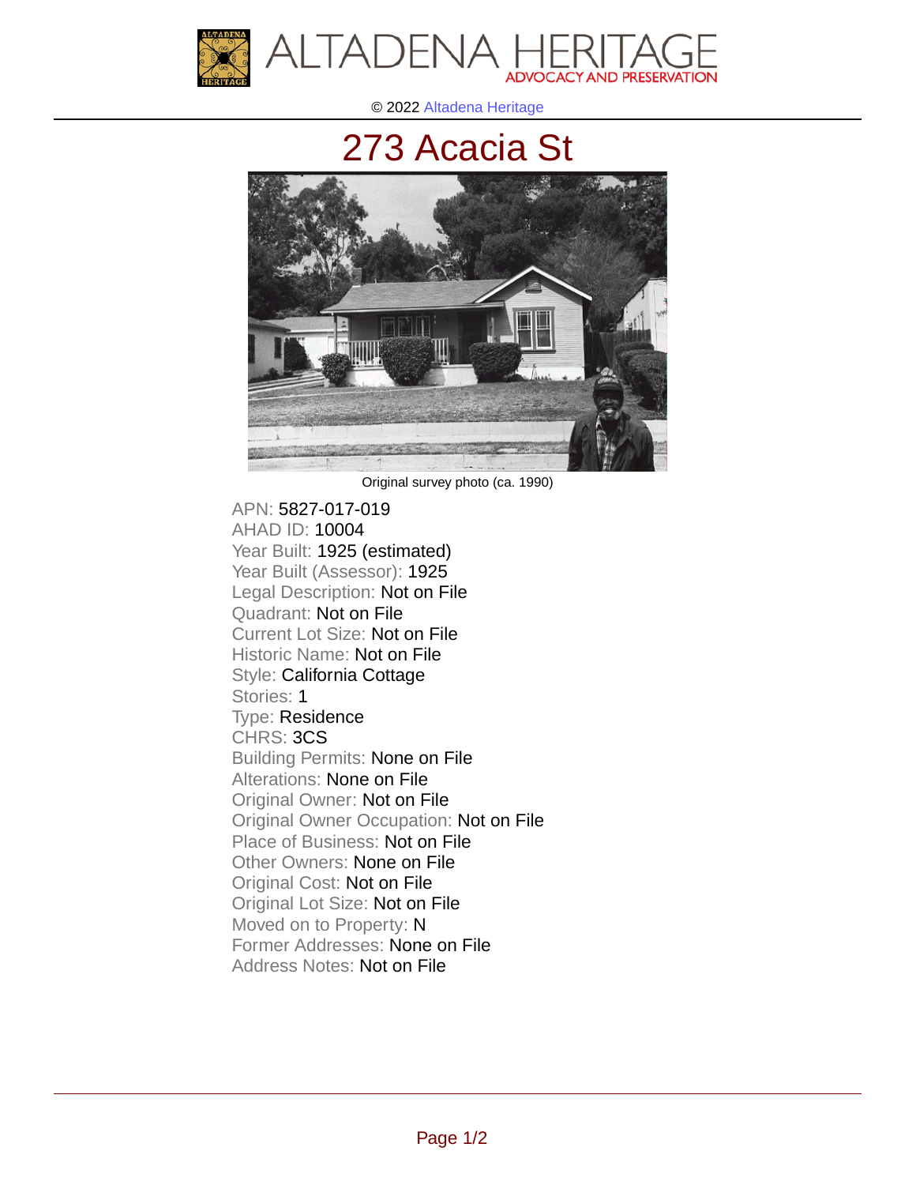© 2022 Altadena Heritage

# 273 Acacia St

Original survey photo (ca. 1990)

APN: 5827-017-019
AHAD ID: 10004
Year Built: 1925 (estimated)
Year Built (Assessor): 1925
Legal Description: Not on File
Quadrant: Not on File
Current Lot Size: Not on File
Historic Name: Not on File
Style: California Cottage
Stories: 1
Type: Residence
CHRS: 3CS
Building Permits: None on File
Alterations: None on File
Original Owner: Not on File
Original Owner Occupation: Not on File
Place of Business: Not on File
Other Owners: None on File
Original Cost: Not on File
Original Lot Size: Not on File
Moved on to Property: N
Former Addresses: None on File
Address Notes: Not on File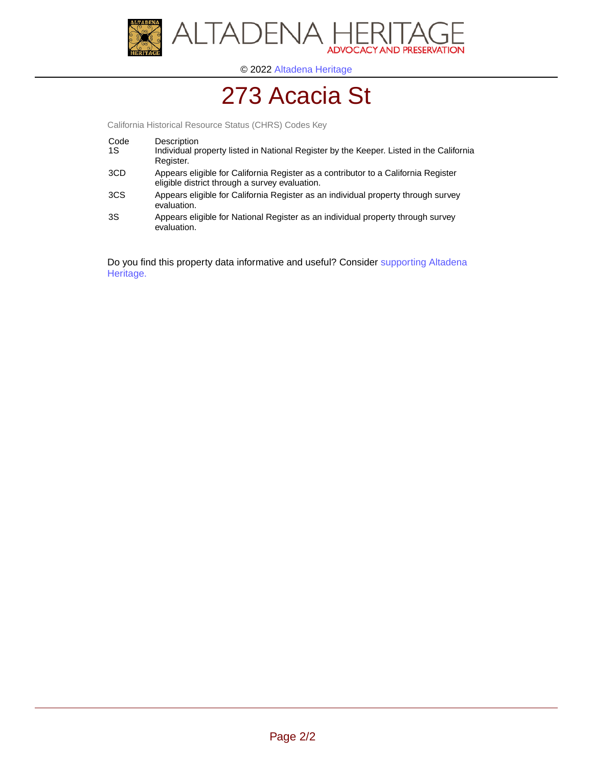ALTADENA HERITAGE
ADVOCACY AND PRESERVATION

© 2022 Altadena Heritage

# 273 Acacia St

California Historical Resource Status (CHRS) Codes Key

| Code | Description |
|---|---|
| 1S | Individual property listed in National Register by the Keeper. Listed in the California Register. |
| 3CD | Appears eligible for California Register as a contributor to a California Register eligible district through a survey evaluation. |
| 3CS | Appears eligible for California Register as an individual property through survey evaluation. |
| 3S | Appears eligible for National Register as an individual property through survey evaluation. |

Do you find this property data informative and useful? Consider supporting Altadena Heritage.